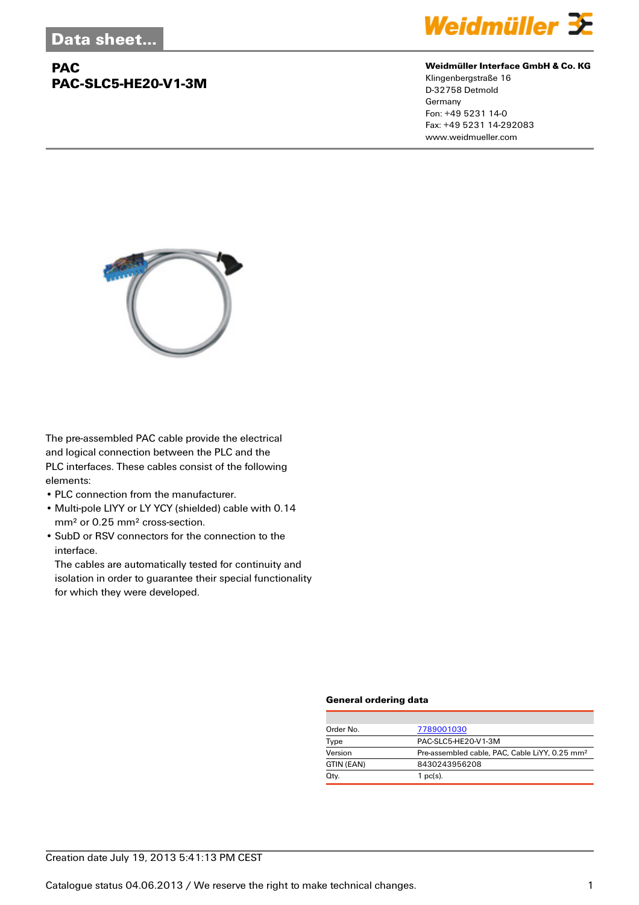# Data sheet...

## PAC
## PAC-SLC5-HE20-V1-3M

**Weidmüller Interface GmbH & Co. KG**
Klingenbergstraße 16
D-32758 Detmold
Germany
Fon: +49 5231 14-0
Fax: +49 5231 14-292083
www.weidmueller.com

The pre-assembled PAC cable provide the electrical and logical connection between the PLC and the PLC interfaces. These cables consist of the following elements:

- PLC connection from the manufacturer.
- Multi-pole LIYY or LY YCY (shielded) cable with 0.14 mm² or 0.25 mm² cross-section.
- SubD or RSV connectors for the connection to the interface.
  The cables are automatically tested for continuity and isolation in order to guarantee their special functionality for which they were developed.

### General ordering data

| | |
|---|---|
| Order No. | 7789001030 |
| Type | PAC-SLC5-HE20-V1-3M |
| Version | Pre-assembled cable, PAC, Cable LiYY, 0.25 mm² |
| GTIN (EAN) | 8430243956208 |
| Qty. | 1 pc(s). |

Creation date July 19, 2013 5:41:13 PM CEST

Catalogue status 04.06.2013 / We reserve the right to make technical changes.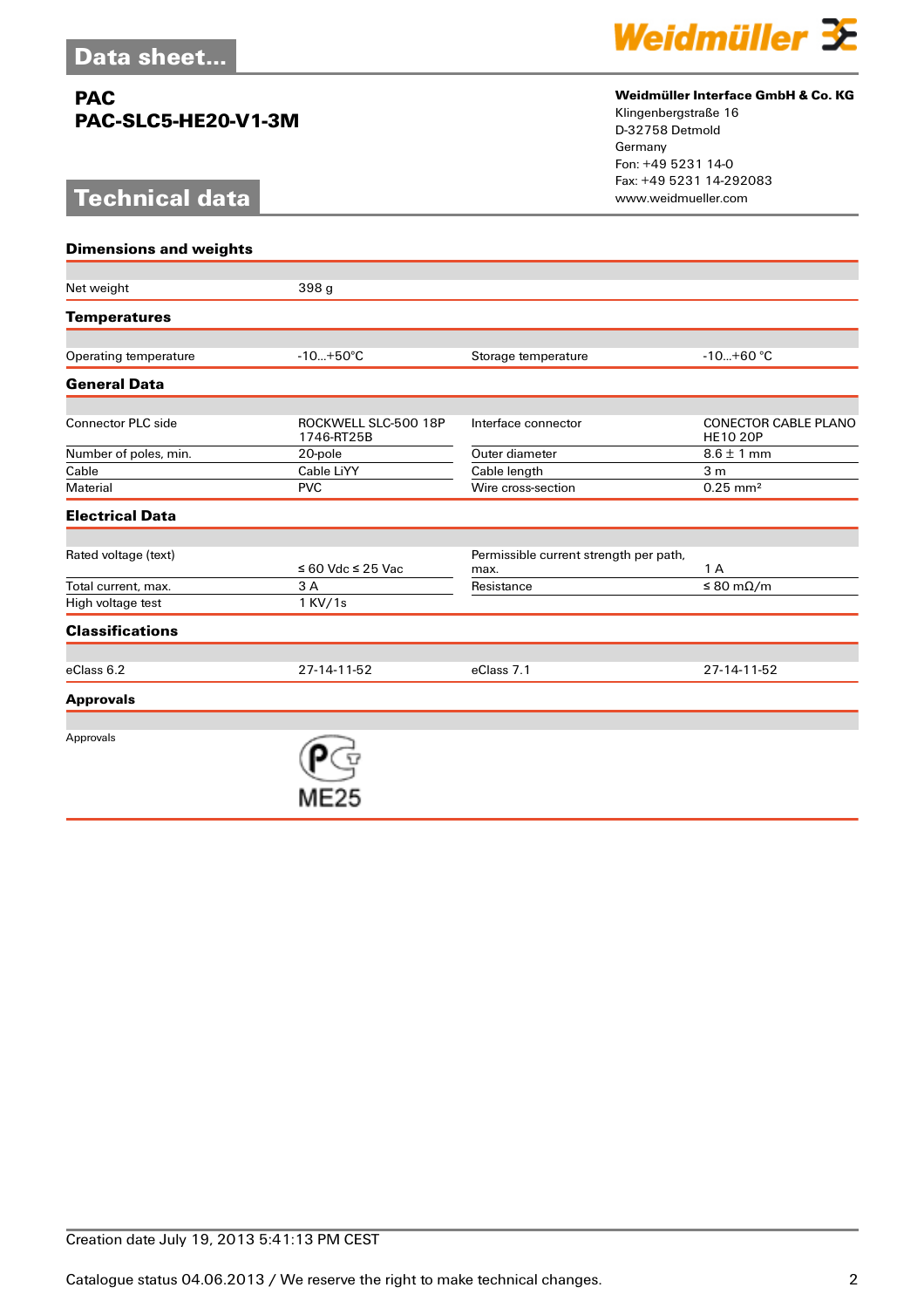# Data sheet...

## PAC
## PAC-SLC5-HE20-V1-3M

**Weidmüller Interface GmbH & Co. KG**
Klingenbergstraße 16
D-32758 Detmold
Germany
Fon: +49 5231 14-0
Fax: +49 5231 14-292083
www.weidmueller.com

# Technical data

### Dimensions and weights

| | | | |
|---|---|---|---|
| Net weight | 398 g | | |

### Temperatures

| | | | |
|---|---|---|---|
| Operating temperature | -10...+50°C | Storage temperature | -10...+60 °C |

### General Data

| | | | |
|---|---|---|---|
| Connector PLC side | ROCKWELL SLC-500 18P 1746-RT25B | Interface connector | CONECTOR CABLE PLANO HE10 20P |
| Number of poles, min. | 20-pole | Outer diameter | 8.6 ± 1 mm |
| Cable | Cable LiYY | Cable length | 3 m |
| Material | PVC | Wire cross-section | 0.25 mm² |

### Electrical Data

| | | | |
|---|---|---|---|
| Rated voltage (text) | ≤ 60 Vdc ≤ 25 Vac | Permissible current strength per path, max. | 1 A |
| Total current, max. | 3 A | Resistance | ≤ 80 mΩ/m |
| High voltage test | 1 KV/1s | | |

### Classifications

| | | | |
|---|---|---|---|
| eClass 6.2 | 27-14-11-52 | eClass 7.1 | 27-14-11-52 |

### Approvals

| | |
|---|---|
| Approvals | ME25 |

Creation date July 19, 2013 5:41:13 PM CEST

Catalogue status 04.06.2013 / We reserve the right to make technical changes.